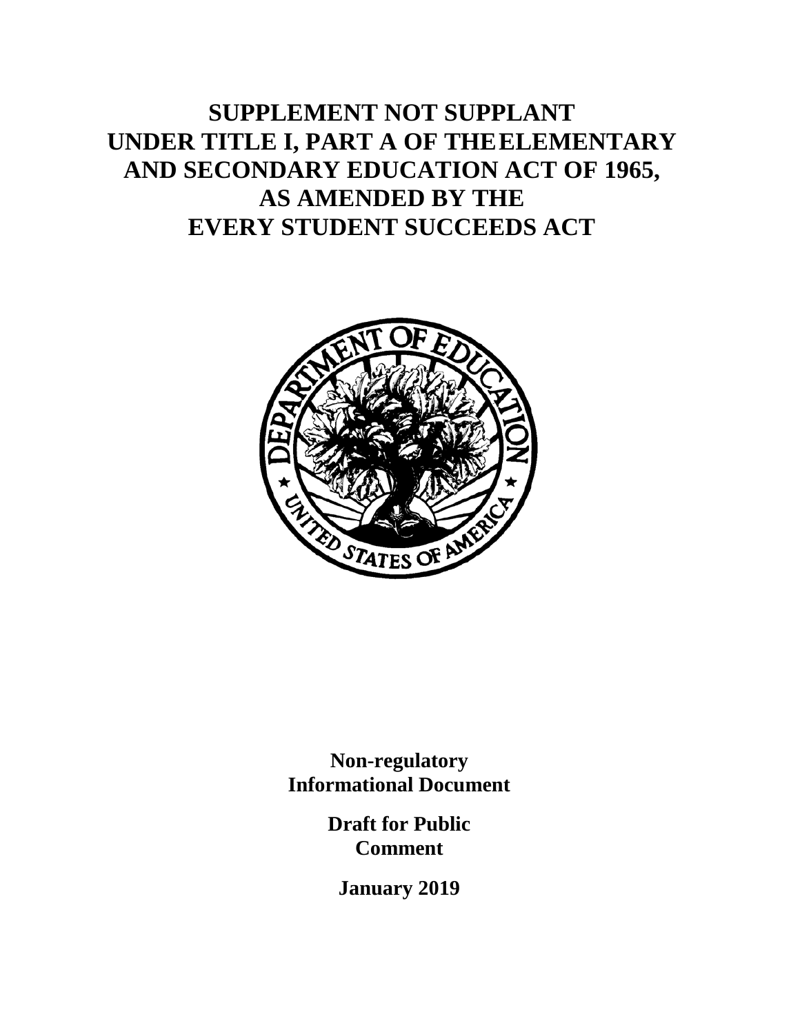# SUPPLEMENT NOT SUPPLANT UNDER TITLE I, PART A OF THE ELEMENTARY AND SECONDARY EDUCATION ACT OF 1965, AS AMENDED BY THE EVERY STUDENT SUCCEEDS ACT

**Non-regulatory Informational Document**

**Draft for Public Comment**

**January 2019**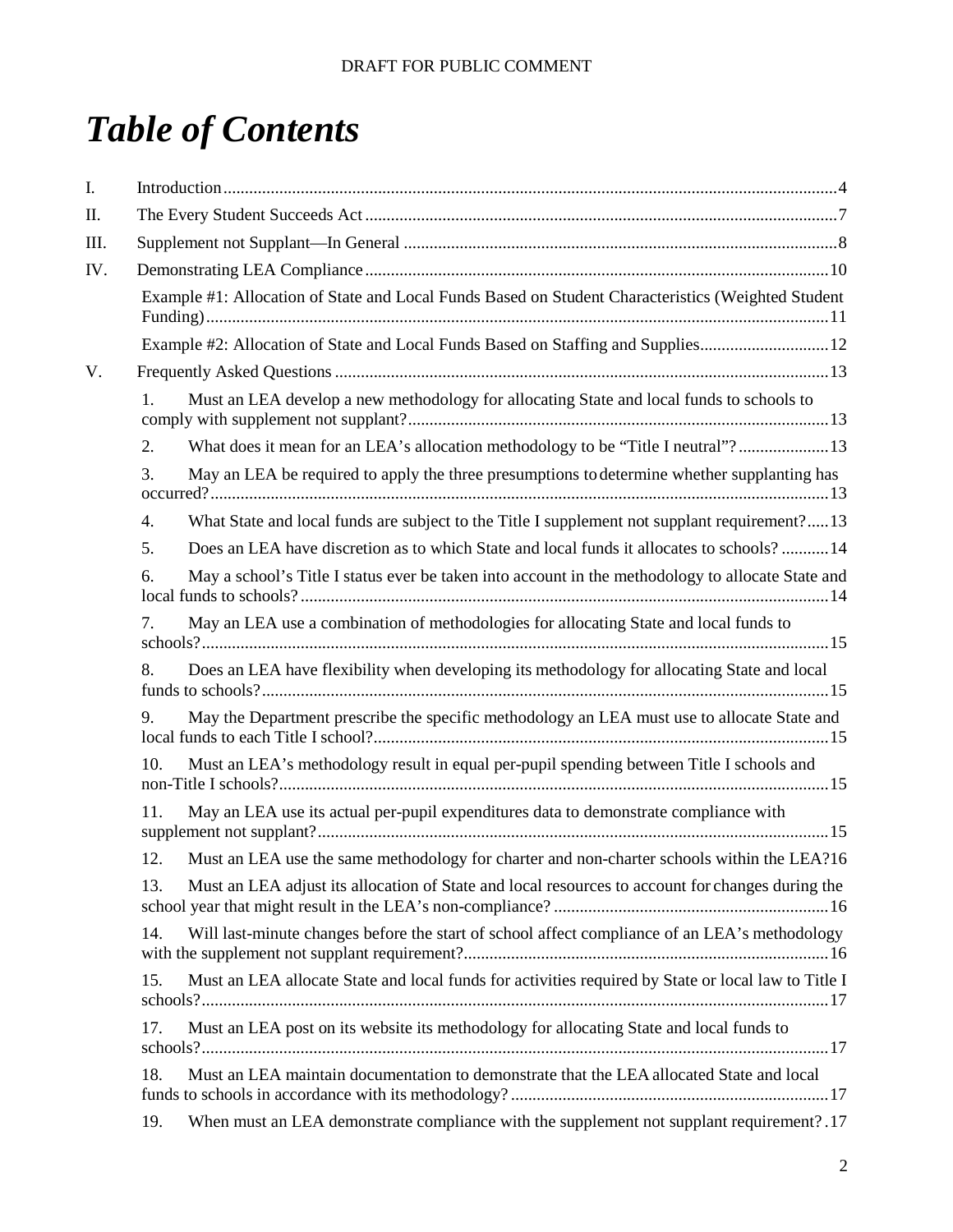# *Table of Contents*

I. Introduction ....................................................................................................................4

II. The Every Student Succeeds Act ....................................................................................7

III. Supplement not Supplant—In General ..........................................................................8

IV. Demonstrating LEA Compliance ...................................................................................10

- Example #1: Allocation of State and Local Funds Based on Student Characteristics (Weighted Student Funding) ....................................................................................................................11
- Example #2: Allocation of State and Local Funds Based on Staffing and Supplies ..................12

V. Frequently Asked Questions ..........................................................................................13

1. Must an LEA develop a new methodology for allocating State and local funds to schools to comply with supplement not supplant? ..........................................................................13
2. What does it mean for an LEA's allocation methodology to be "Title I neutral"? ..................13
3. May an LEA be required to apply the three presumptions to determine whether supplanting has occurred? ....................................................................................................................13
4. What State and local funds are subject to the Title I supplement not supplant requirement? .....13
5. Does an LEA have discretion as to which State and local funds it allocates to schools? ..........14
6. May a school's Title I status ever be taken into account in the methodology to allocate State and local funds to schools? ..........................................................................................14
7. May an LEA use a combination of methodologies for allocating State and local funds to schools? ....................................................................................................................15
8. Does an LEA have flexibility when developing its methodology for allocating State and local funds to schools? .......................................................................................................15
9. May the Department prescribe the specific methodology an LEA must use to allocate State and local funds to each Title I school? ..............................................................................15
10. Must an LEA's methodology result in equal per-pupil spending between Title I schools and non-Title I schools? ....................................................................................................15
11. May an LEA use its actual per-pupil expenditures data to demonstrate compliance with supplement not supplant? ...........................................................................................15
12. Must an LEA use the same methodology for charter and non-charter schools within the LEA? 16
13. Must an LEA adjust its allocation of State and local resources to account for changes during the school year that might result in the LEA's non-compliance? .............................................16
14. Will last-minute changes before the start of school affect compliance of an LEA's methodology with the supplement not supplant requirement? ............................................................16
15. Must an LEA allocate State and local funds for activities required by State or local law to Title I schools? ....................................................................................................................17

17. Must an LEA post on its website its methodology for allocating State and local funds to schools? ....................................................................................................................17
18. Must an LEA maintain documentation to demonstrate that the LEA allocated State and local funds to schools in accordance with its methodology? ..........................................................17
19. When must an LEA demonstrate compliance with the supplement not supplant requirement? . 17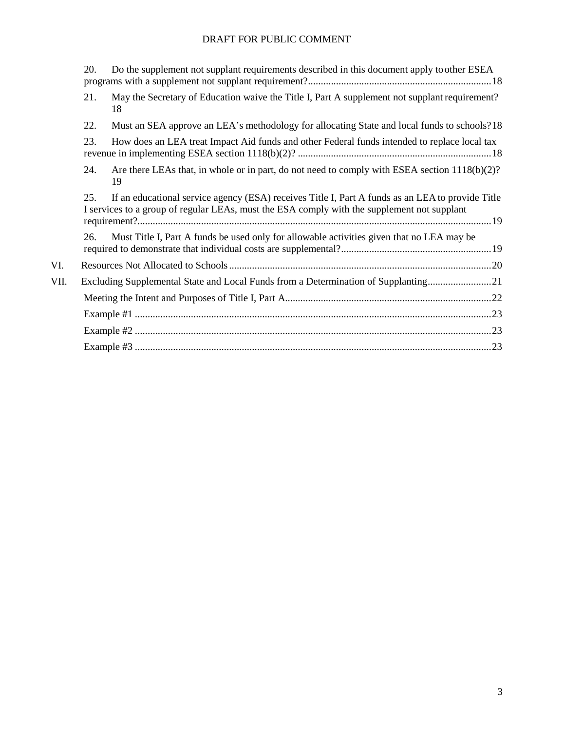20. Do the supplement not supplant requirements described in this document apply to other ESEA programs with a supplement not supplant requirement? ........ 18

21. May the Secretary of Education waive the Title I, Part A supplement not supplant requirement? 18

22. Must an SEA approve an LEA's methodology for allocating State and local funds to schools? 18

23. How does an LEA treat Impact Aid funds and other Federal funds intended to replace local tax revenue in implementing ESEA section 1118(b)(2)? ........ 18

24. Are there LEAs that, in whole or in part, do not need to comply with ESEA section 1118(b)(2)? 19

25. If an educational service agency (ESA) receives Title I, Part A funds as an LEA to provide Title I services to a group of regular LEAs, must the ESA comply with the supplement not supplant requirement? ........ 19

26. Must Title I, Part A funds be used only for allowable activities given that no LEA may be required to demonstrate that individual costs are supplemental? ........ 19

VI. Resources Not Allocated to Schools ........ 20

VII. Excluding Supplemental State and Local Funds from a Determination of Supplanting ........ 21

Meeting the Intent and Purposes of Title I, Part A ........ 22

Example #1 ........ 23

Example #2 ........ 23

Example #3 ........ 23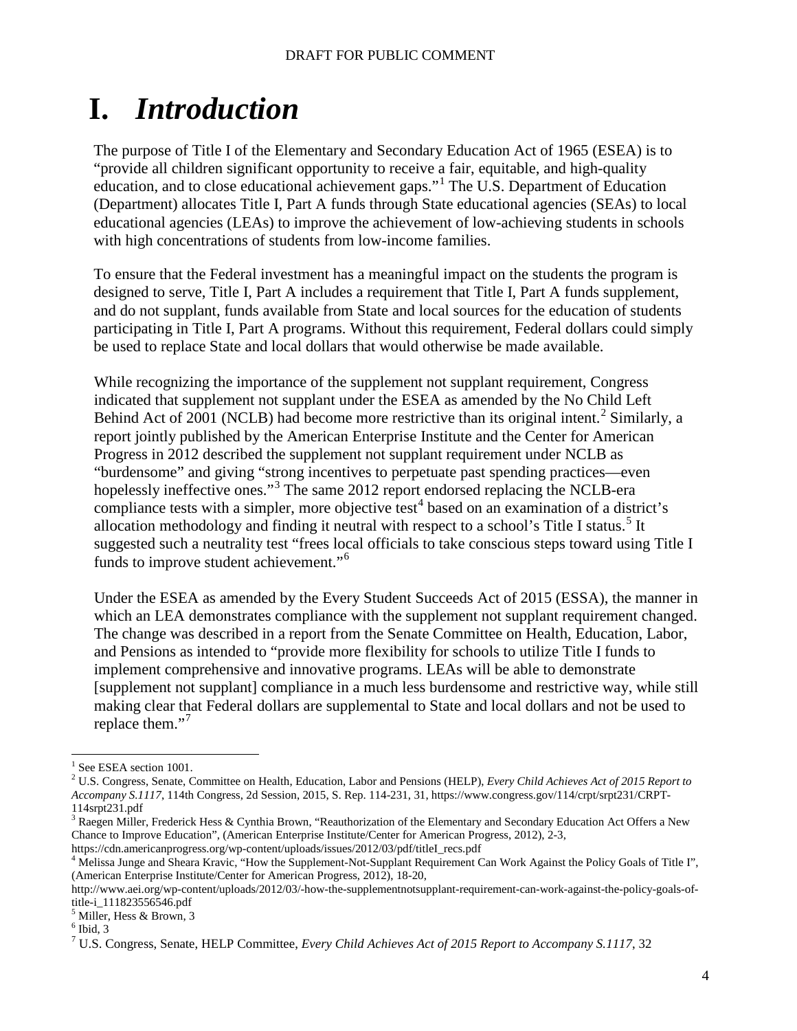# I. *Introduction*

The purpose of Title I of the Elementary and Secondary Education Act of 1965 (ESEA) is to "provide all children significant opportunity to receive a fair, equitable, and high-quality education, and to close educational achievement gaps."[1] The U.S. Department of Education (Department) allocates Title I, Part A funds through State educational agencies (SEAs) to local educational agencies (LEAs) to improve the achievement of low-achieving students in schools with high concentrations of students from low-income families.

To ensure that the Federal investment has a meaningful impact on the students the program is designed to serve, Title I, Part A includes a requirement that Title I, Part A funds supplement, and do not supplant, funds available from State and local sources for the education of students participating in Title I, Part A programs. Without this requirement, Federal dollars could simply be used to replace State and local dollars that would otherwise be made available.

While recognizing the importance of the supplement not supplant requirement, Congress indicated that supplement not supplant under the ESEA as amended by the No Child Left Behind Act of 2001 (NCLB) had become more restrictive than its original intent.[2] Similarly, a report jointly published by the American Enterprise Institute and the Center for American Progress in 2012 described the supplement not supplant requirement under NCLB as "burdensome" and giving "strong incentives to perpetuate past spending practices—even hopelessly ineffective ones."[3] The same 2012 report endorsed replacing the NCLB-era compliance tests with a simpler, more objective test[4] based on an examination of a district's allocation methodology and finding it neutral with respect to a school's Title I status.[5] It suggested such a neutrality test "frees local officials to take conscious steps toward using Title I funds to improve student achievement."[6]

Under the ESEA as amended by the Every Student Succeeds Act of 2015 (ESSA), the manner in which an LEA demonstrates compliance with the supplement not supplant requirement changed. The change was described in a report from the Senate Committee on Health, Education, Labor, and Pensions as intended to "provide more flexibility for schools to utilize Title I funds to implement comprehensive and innovative programs. LEAs will be able to demonstrate [supplement not supplant] compliance in a much less burdensome and restrictive way, while still making clear that Federal dollars are supplemental to State and local dollars and not be used to replace them."[7]

---

[1] See ESEA section 1001.

[2] U.S. Congress, Senate, Committee on Health, Education, Labor and Pensions (HELP), *Every Child Achieves Act of 2015 Report to Accompany S.1117*, 114th Congress, 2d Session, 2015, S. Rep. 114-231, 31, https://www.congress.gov/114/crpt/srpt231/CRPT-114srpt231.pdf

[3] Raegen Miller, Frederick Hess & Cynthia Brown, "Reauthorization of the Elementary and Secondary Education Act Offers a New Chance to Improve Education", (American Enterprise Institute/Center for American Progress, 2012), 2-3, https://cdn.americanprogress.org/wp-content/uploads/issues/2012/03/pdf/titleI_recs.pdf

[4] Melissa Junge and Sheara Kravic, "How the Supplement-Not-Supplant Requirement Can Work Against the Policy Goals of Title I", (American Enterprise Institute/Center for American Progress, 2012), 18-20, http://www.aei.org/wp-content/uploads/2012/03/-how-the-supplementnotsupplant-requirement-can-work-against-the-policy-goals-of-title-i_111823556546.pdf

[5] Miller, Hess & Brown, 3

[6] Ibid, 3

[7] U.S. Congress, Senate, HELP Committee, *Every Child Achieves Act of 2015 Report to Accompany S.1117*, 32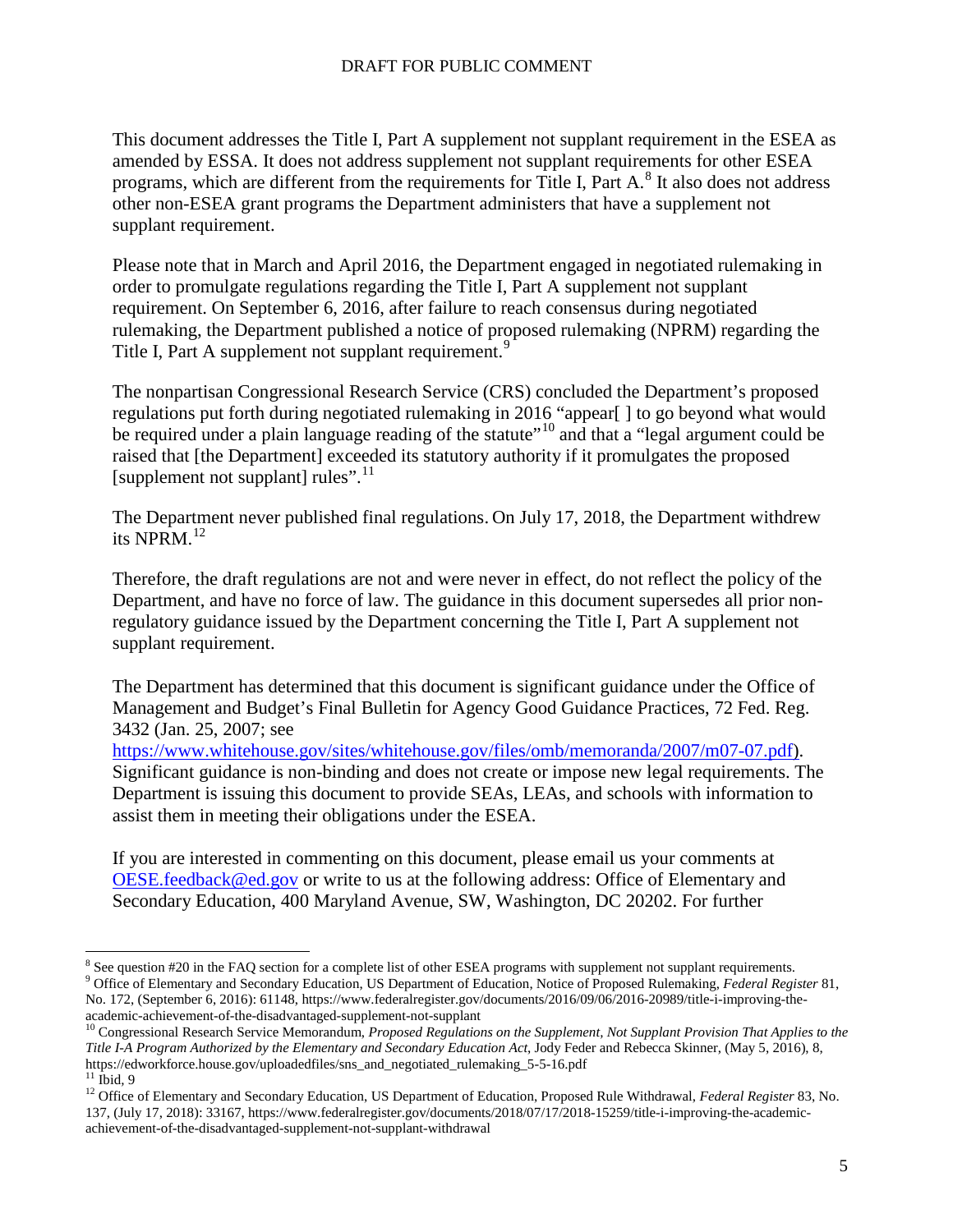This document addresses the Title I, Part A supplement not supplant requirement in the ESEA as amended by ESSA. It does not address supplement not supplant requirements for other ESEA programs, which are different from the requirements for Title I, Part A.[8] It also does not address other non-ESEA grant programs the Department administers that have a supplement not supplant requirement.

Please note that in March and April 2016, the Department engaged in negotiated rulemaking in order to promulgate regulations regarding the Title I, Part A supplement not supplant requirement. On September 6, 2016, after failure to reach consensus during negotiated rulemaking, the Department published a notice of proposed rulemaking (NPRM) regarding the Title I, Part A supplement not supplant requirement.[9]

The nonpartisan Congressional Research Service (CRS) concluded the Department's proposed regulations put forth during negotiated rulemaking in 2016 "appear[ ] to go beyond what would be required under a plain language reading of the statute"[10] and that a "legal argument could be raised that [the Department] exceeded its statutory authority if it promulgates the proposed [supplement not supplant] rules".[11]

The Department never published final regulations. On July 17, 2018, the Department withdrew its NPRM.[12]

Therefore, the draft regulations are not and were never in effect, do not reflect the policy of the Department, and have no force of law. The guidance in this document supersedes all prior non-regulatory guidance issued by the Department concerning the Title I, Part A supplement not supplant requirement.

The Department has determined that this document is significant guidance under the Office of Management and Budget's Final Bulletin for Agency Good Guidance Practices, 72 Fed. Reg. 3432 (Jan. 25, 2007; see https://www.whitehouse.gov/sites/whitehouse.gov/files/omb/memoranda/2007/m07-07.pdf). Significant guidance is non-binding and does not create or impose new legal requirements. The Department is issuing this document to provide SEAs, LEAs, and schools with information to assist them in meeting their obligations under the ESEA.

If you are interested in commenting on this document, please email us your comments at OESE.feedback@ed.gov or write to us at the following address: Office of Elementary and Secondary Education, 400 Maryland Avenue, SW, Washington, DC 20202. For further

---

[8] See question #20 in the FAQ section for a complete list of other ESEA programs with supplement not supplant requirements.

[9] Office of Elementary and Secondary Education, US Department of Education, Notice of Proposed Rulemaking, *Federal Register* 81, No. 172, (September 6, 2016): 61148, https://www.federalregister.gov/documents/2016/09/06/2016-20989/title-i-improving-the-academic-achievement-of-the-disadvantaged-supplement-not-supplant

[10] Congressional Research Service Memorandum, *Proposed Regulations on the Supplement, Not Supplant Provision That Applies to the Title I-A Program Authorized by the Elementary and Secondary Education Act*, Jody Feder and Rebecca Skinner, (May 5, 2016), 8, https://edworkforce.house.gov/uploadedfiles/sns_and_negotiated_rulemaking_5-5-16.pdf

[11] Ibid, 9

[12] Office of Elementary and Secondary Education, US Department of Education, Proposed Rule Withdrawal, *Federal Register* 83, No. 137, (July 17, 2018): 33167, https://www.federalregister.gov/documents/2018/07/17/2018-15259/title-i-improving-the-academic-achievement-of-the-disadvantaged-supplement-not-supplant-withdrawal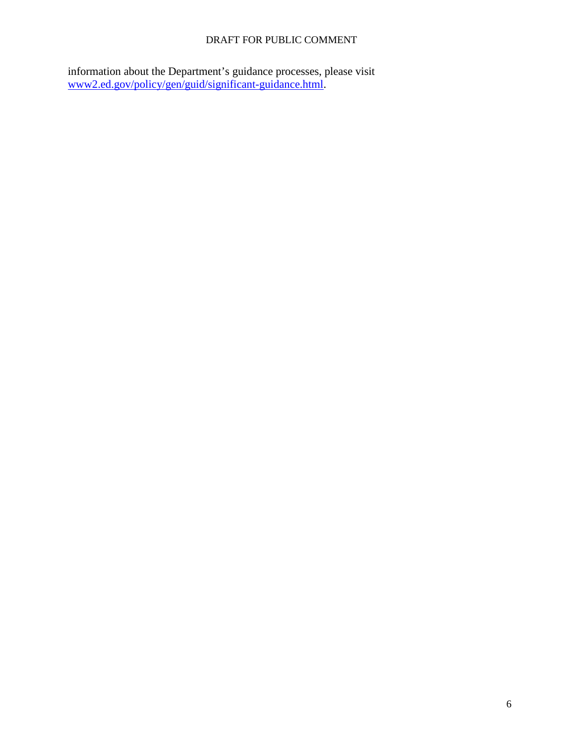information about the Department's guidance processes, please visit [www2.ed.gov/policy/gen/guid/significant-guidance.html](www2.ed.gov/policy/gen/guid/significant-guidance.html).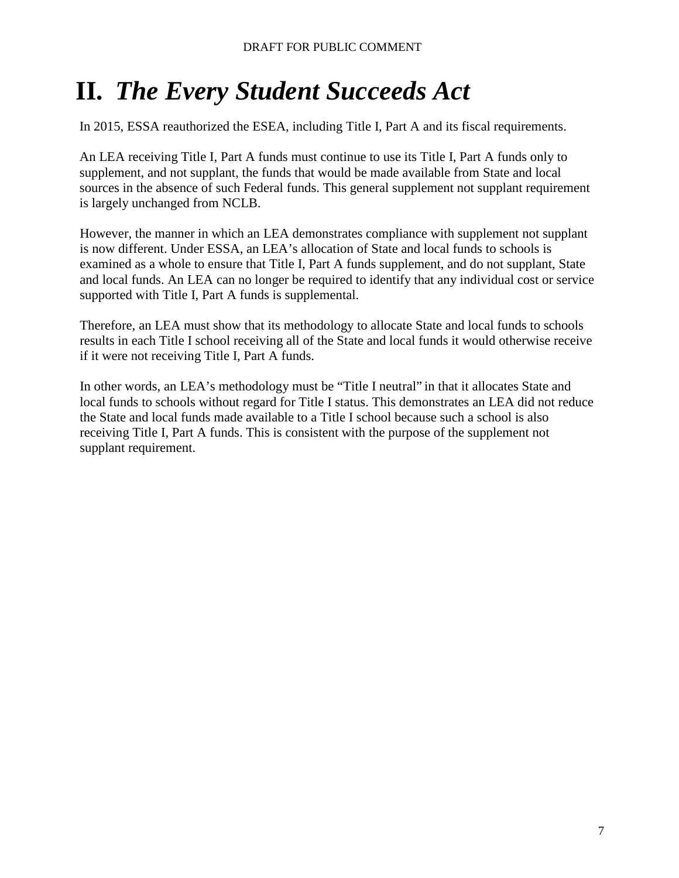# II. *The Every Student Succeeds Act*

In 2015, ESSA reauthorized the ESEA, including Title I, Part A and its fiscal requirements.

An LEA receiving Title I, Part A funds must continue to use its Title I, Part A funds only to supplement, and not supplant, the funds that would be made available from State and local sources in the absence of such Federal funds. This general supplement not supplant requirement is largely unchanged from NCLB.

However, the manner in which an LEA demonstrates compliance with supplement not supplant is now different. Under ESSA, an LEA's allocation of State and local funds to schools is examined as a whole to ensure that Title I, Part A funds supplement, and do not supplant, State and local funds. An LEA can no longer be required to identify that any individual cost or service supported with Title I, Part A funds is supplemental.

Therefore, an LEA must show that its methodology to allocate State and local funds to schools results in each Title I school receiving all of the State and local funds it would otherwise receive if it were not receiving Title I, Part A funds.

In other words, an LEA's methodology must be "Title I neutral" in that it allocates State and local funds to schools without regard for Title I status. This demonstrates an LEA did not reduce the State and local funds made available to a Title I school because such a school is also receiving Title I, Part A funds. This is consistent with the purpose of the supplement not supplant requirement.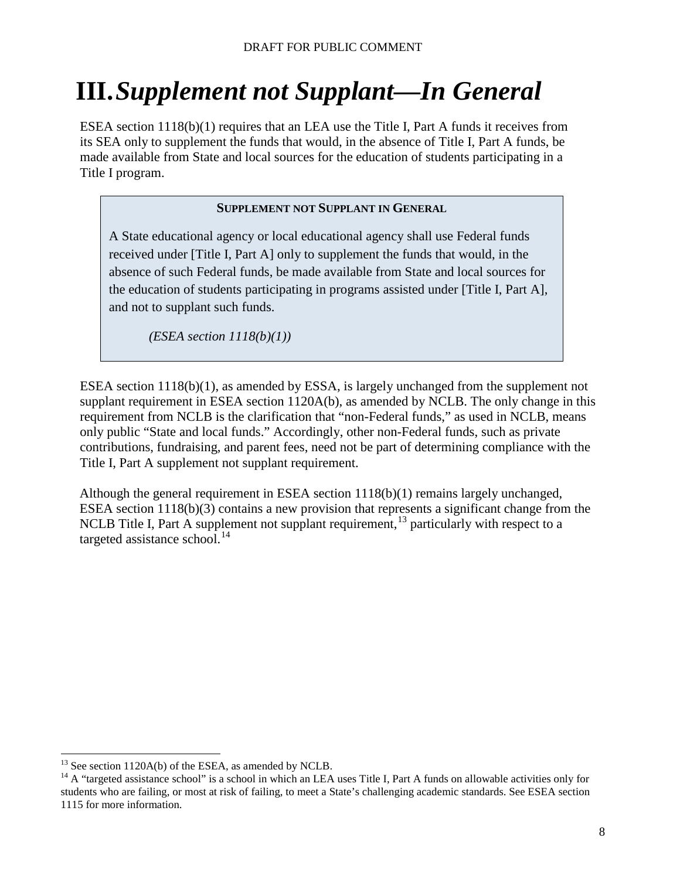# III. *Supplement not Supplant—In General*

ESEA section 1118(b)(1) requires that an LEA use the Title I, Part A funds it receives from its SEA only to supplement the funds that would, in the absence of Title I, Part A funds, be made available from State and local sources for the education of students participating in a Title I program.

> **SUPPLEMENT NOT SUPPLANT IN GENERAL**
>
> A State educational agency or local educational agency shall use Federal funds received under [Title I, Part A] only to supplement the funds that would, in the absence of such Federal funds, be made available from State and local sources for the education of students participating in programs assisted under [Title I, Part A], and not to supplant such funds.
>
> *(ESEA section 1118(b)(1))*

ESEA section 1118(b)(1), as amended by ESSA, is largely unchanged from the supplement not supplant requirement in ESEA section 1120A(b), as amended by NCLB. The only change in this requirement from NCLB is the clarification that "non-Federal funds," as used in NCLB, means only public "State and local funds." Accordingly, other non-Federal funds, such as private contributions, fundraising, and parent fees, need not be part of determining compliance with the Title I, Part A supplement not supplant requirement.

Although the general requirement in ESEA section 1118(b)(1) remains largely unchanged, ESEA section 1118(b)(3) contains a new provision that represents a significant change from the NCLB Title I, Part A supplement not supplant requirement,[13] particularly with respect to a targeted assistance school.[14]

---

[13] See section 1120A(b) of the ESEA, as amended by NCLB.

[14] A "targeted assistance school" is a school in which an LEA uses Title I, Part A funds on allowable activities only for students who are failing, or most at risk of failing, to meet a State's challenging academic standards. See ESEA section 1115 for more information.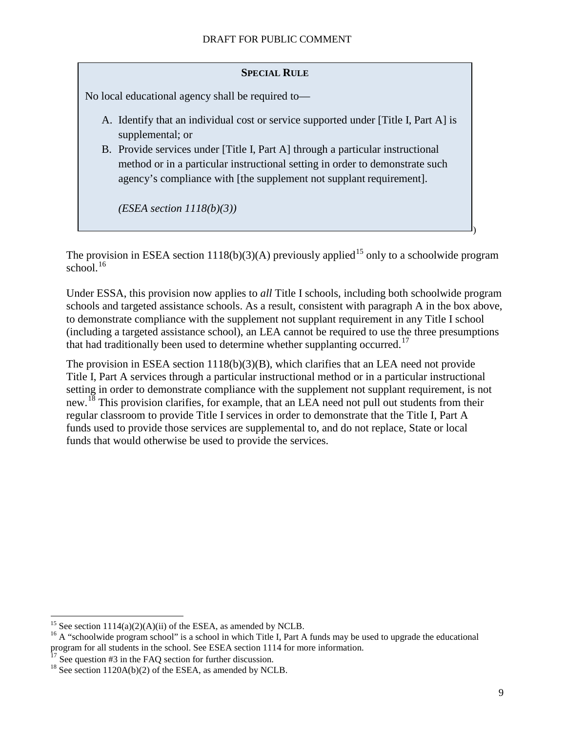**SPECIAL RULE**

No local educational agency shall be required to—

A. Identify that an individual cost or service supported under [Title I, Part A] is supplemental; or
B. Provide services under [Title I, Part A] through a particular instructional method or in a particular instructional setting in order to demonstrate such agency's compliance with [the supplement not supplant requirement].

*(ESEA section 1118(b)(3))*

The provision in ESEA section 1118(b)(3)(A) previously applied[15] only to a schoolwide program school.[16]

Under ESSA, this provision now applies to *all* Title I schools, including both schoolwide program schools and targeted assistance schools. As a result, consistent with paragraph A in the box above, to demonstrate compliance with the supplement not supplant requirement in any Title I school (including a targeted assistance school), an LEA cannot be required to use the three presumptions that had traditionally been used to determine whether supplanting occurred.[17]

The provision in ESEA section 1118(b)(3)(B), which clarifies that an LEA need not provide Title I, Part A services through a particular instructional method or in a particular instructional setting in order to demonstrate compliance with the supplement not supplant requirement, is not new.[18] This provision clarifies, for example, that an LEA need not pull out students from their regular classroom to provide Title I services in order to demonstrate that the Title I, Part A funds used to provide those services are supplemental to, and do not replace, State or local funds that would otherwise be used to provide the services.

---

[15] See section 1114(a)(2)(A)(ii) of the ESEA, as amended by NCLB.

[16] A "schoolwide program school" is a school in which Title I, Part A funds may be used to upgrade the educational program for all students in the school. See ESEA section 1114 for more information.

[17] See question #3 in the FAQ section for further discussion.

[18] See section 1120A(b)(2) of the ESEA, as amended by NCLB.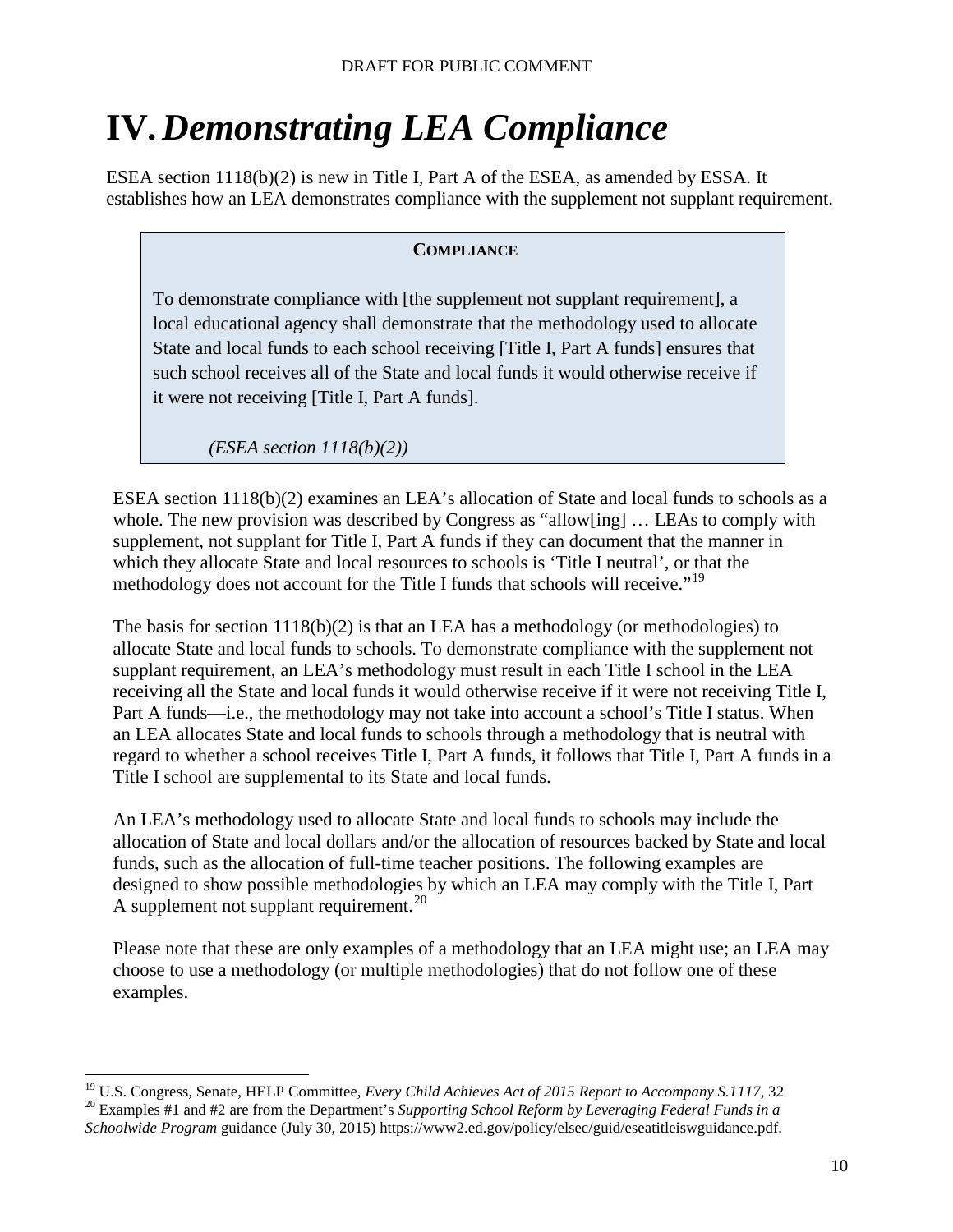# IV. *Demonstrating LEA Compliance*

ESEA section 1118(b)(2) is new in Title I, Part A of the ESEA, as amended by ESSA. It establishes how an LEA demonstrates compliance with the supplement not supplant requirement.

> **COMPLIANCE**
>
> To demonstrate compliance with [the supplement not supplant requirement], a local educational agency shall demonstrate that the methodology used to allocate State and local funds to each school receiving [Title I, Part A funds] ensures that such school receives all of the State and local funds it would otherwise receive if it were not receiving [Title I, Part A funds].
>
> *(ESEA section 1118(b)(2))*

ESEA section 1118(b)(2) examines an LEA's allocation of State and local funds to schools as a whole. The new provision was described by Congress as "allow[ing] … LEAs to comply with supplement, not supplant for Title I, Part A funds if they can document that the manner in which they allocate State and local resources to schools is 'Title I neutral', or that the methodology does not account for the Title I funds that schools will receive."[19]

The basis for section 1118(b)(2) is that an LEA has a methodology (or methodologies) to allocate State and local funds to schools. To demonstrate compliance with the supplement not supplant requirement, an LEA's methodology must result in each Title I school in the LEA receiving all the State and local funds it would otherwise receive if it were not receiving Title I, Part A funds—i.e., the methodology may not take into account a school's Title I status. When an LEA allocates State and local funds to schools through a methodology that is neutral with regard to whether a school receives Title I, Part A funds, it follows that Title I, Part A funds in a Title I school are supplemental to its State and local funds.

An LEA's methodology used to allocate State and local funds to schools may include the allocation of State and local dollars and/or the allocation of resources backed by State and local funds, such as the allocation of full-time teacher positions. The following examples are designed to show possible methodologies by which an LEA may comply with the Title I, Part A supplement not supplant requirement.[20]

Please note that these are only examples of a methodology that an LEA might use; an LEA may choose to use a methodology (or multiple methodologies) that do not follow one of these examples.

---

[19] U.S. Congress, Senate, HELP Committee, *Every Child Achieves Act of 2015 Report to Accompany S.1117*, 32

[20] Examples #1 and #2 are from the Department's *Supporting School Reform by Leveraging Federal Funds in a Schoolwide Program* guidance (July 30, 2015) https://www2.ed.gov/policy/elsec/guid/eseatitleiswguidance.pdf.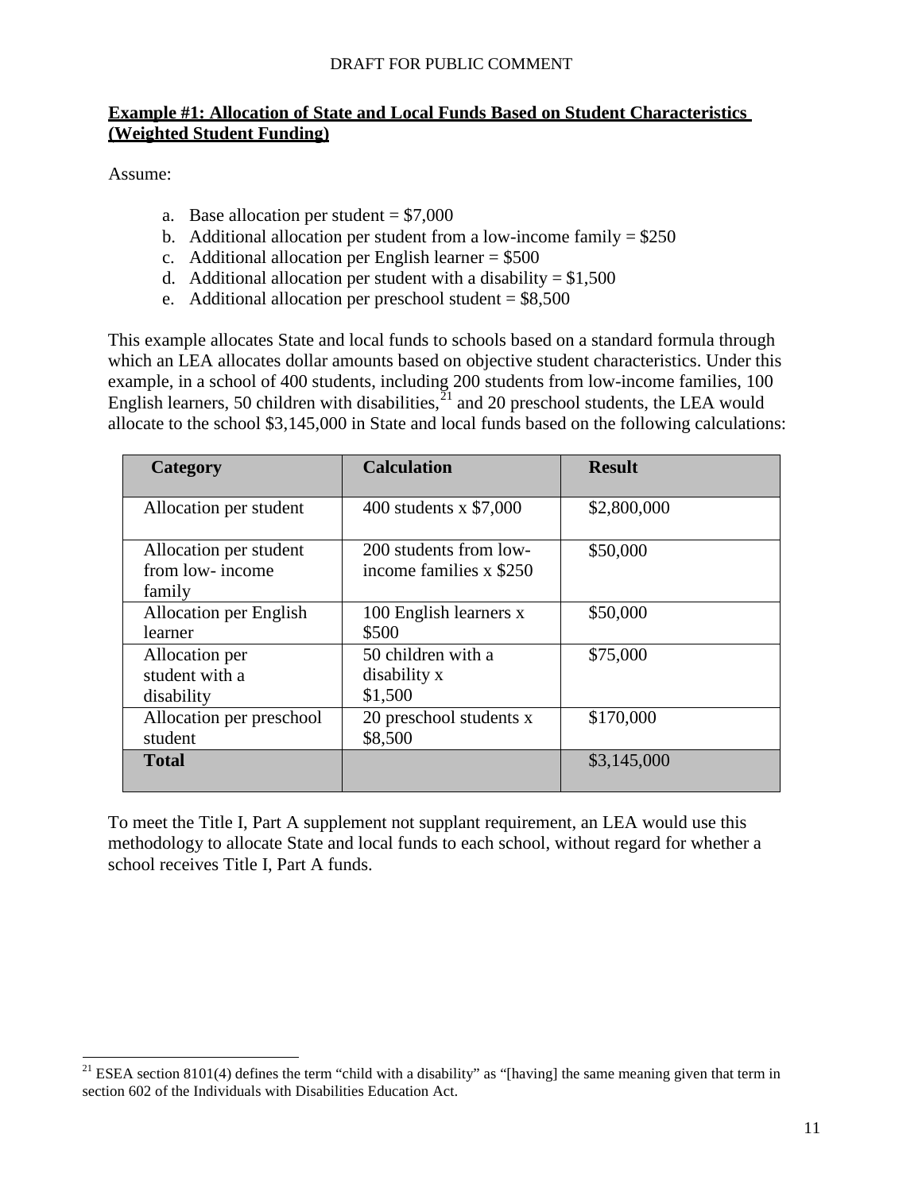**Example #1: Allocation of State and Local Funds Based on Student Characteristics (Weighted Student Funding)**

Assume:

a. Base allocation per student = $7,000
b. Additional allocation per student from a low-income family = $250
c. Additional allocation per English learner = $500
d. Additional allocation per student with a disability = $1,500
e. Additional allocation per preschool student = $8,500

This example allocates State and local funds to schools based on a standard formula through which an LEA allocates dollar amounts based on objective student characteristics. Under this example, in a school of 400 students, including 200 students from low-income families, 100 English learners, 50 children with disabilities,[21] and 20 preschool students, the LEA would allocate to the school $3,145,000 in State and local funds based on the following calculations:

| Category | Calculation | Result |
|---|---|---|
| Allocation per student | 400 students x $7,000 | $2,800,000 |
| Allocation per student from low- income family | 200 students from low-income families x $250 | $50,000 |
| Allocation per English learner | 100 English learners x $500 | $50,000 |
| Allocation per student with a disability | 50 children with a disability x $1,500 | $75,000 |
| Allocation per preschool student | 20 preschool students x $8,500 | $170,000 |
| **Total** | | $3,145,000 |

To meet the Title I, Part A supplement not supplant requirement, an LEA would use this methodology to allocate State and local funds to each school, without regard for whether a school receives Title I, Part A funds.

[21] ESEA section 8101(4) defines the term "child with a disability" as "[having] the same meaning given that term in section 602 of the Individuals with Disabilities Education Act.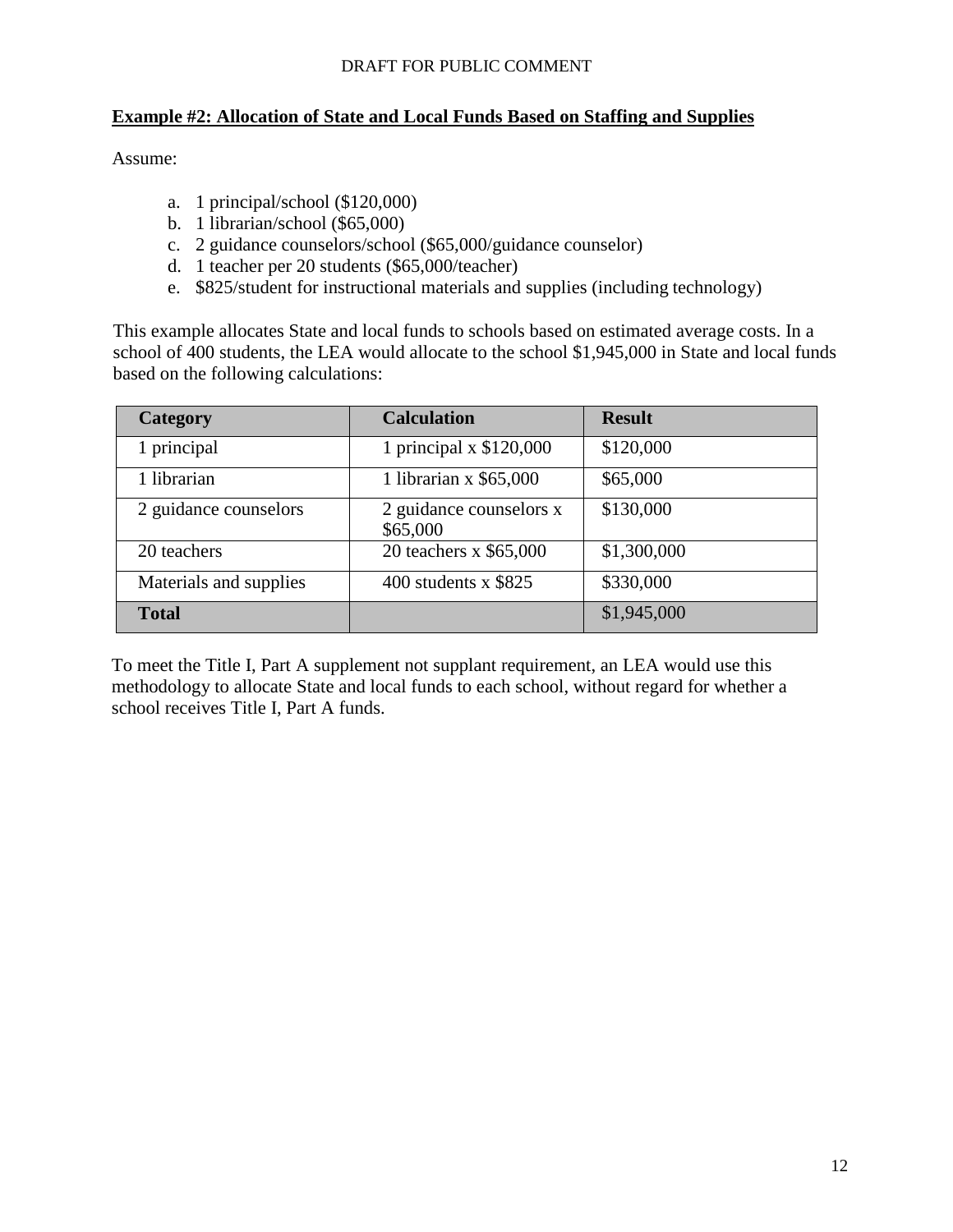**Example #2: Allocation of State and Local Funds Based on Staffing and Supplies**

Assume:

a. 1 principal/school ($120,000)
b. 1 librarian/school ($65,000)
c. 2 guidance counselors/school ($65,000/guidance counselor)
d. 1 teacher per 20 students ($65,000/teacher)
e. $825/student for instructional materials and supplies (including technology)

This example allocates State and local funds to schools based on estimated average costs. In a school of 400 students, the LEA would allocate to the school $1,945,000 in State and local funds based on the following calculations:

| Category | Calculation | Result |
|---|---|---|
| 1 principal | 1 principal x $120,000 | $120,000 |
| 1 librarian | 1 librarian x $65,000 | $65,000 |
| 2 guidance counselors | 2 guidance counselors x $65,000 | $130,000 |
| 20 teachers | 20 teachers x $65,000 | $1,300,000 |
| Materials and supplies | 400 students x $825 | $330,000 |
| **Total** | | $1,945,000 |

To meet the Title I, Part A supplement not supplant requirement, an LEA would use this methodology to allocate State and local funds to each school, without regard for whether a school receives Title I, Part A funds.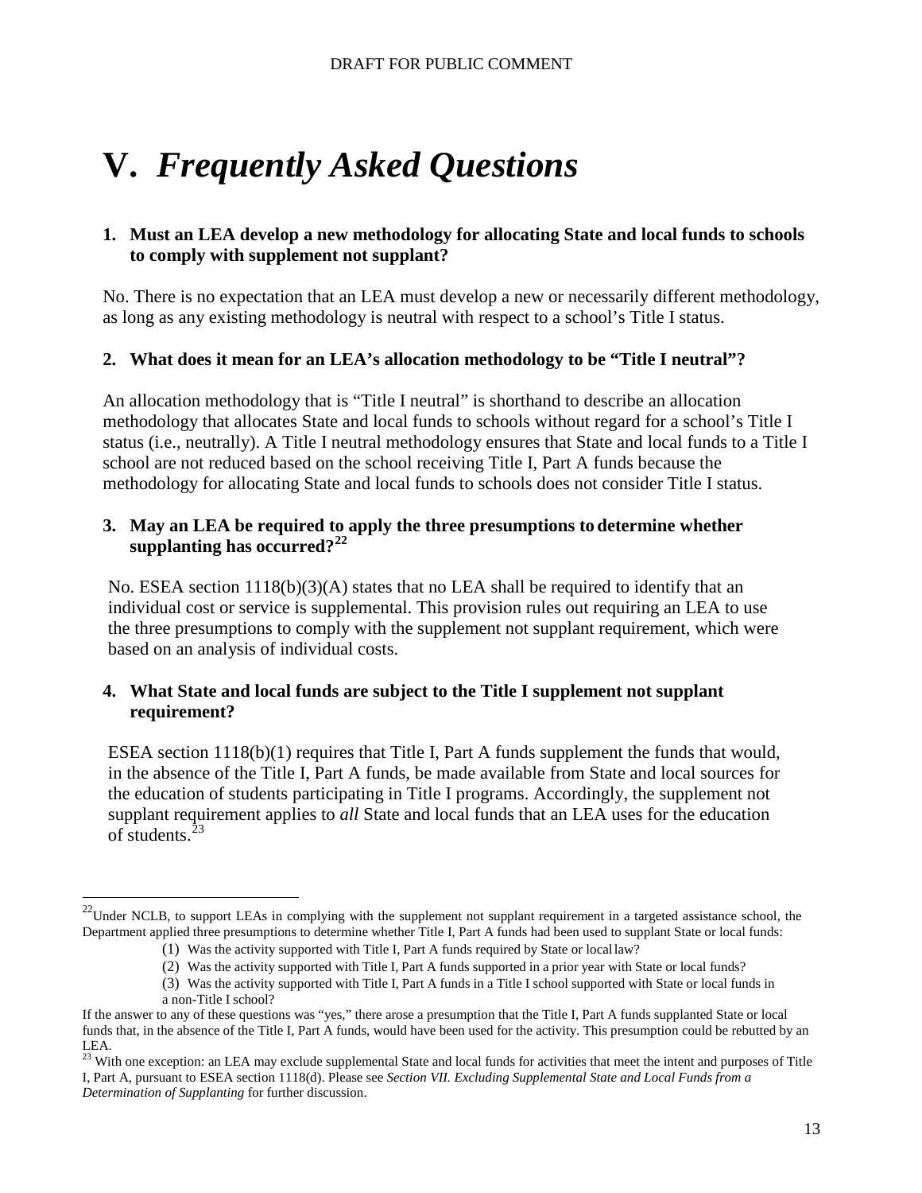# V. *Frequently Asked Questions*

**1. Must an LEA develop a new methodology for allocating State and local funds to schools to comply with supplement not supplant?**

No. There is no expectation that an LEA must develop a new or necessarily different methodology, as long as any existing methodology is neutral with respect to a school's Title I status.

**2. What does it mean for an LEA's allocation methodology to be "Title I neutral"?**

An allocation methodology that is "Title I neutral" is shorthand to describe an allocation methodology that allocates State and local funds to schools without regard for a school's Title I status (i.e., neutrally). A Title I neutral methodology ensures that State and local funds to a Title I school are not reduced based on the school receiving Title I, Part A funds because the methodology for allocating State and local funds to schools does not consider Title I status.

**3. May an LEA be required to apply the three presumptions to determine whether supplanting has occurred?[22]**

No. ESEA section 1118(b)(3)(A) states that no LEA shall be required to identify that an individual cost or service is supplemental. This provision rules out requiring an LEA to use the three presumptions to comply with the supplement not supplant requirement, which were based on an analysis of individual costs.

**4. What State and local funds are subject to the Title I supplement not supplant requirement?**

ESEA section 1118(b)(1) requires that Title I, Part A funds supplement the funds that would, in the absence of the Title I, Part A funds, be made available from State and local sources for the education of students participating in Title I programs. Accordingly, the supplement not supplant requirement applies to *all* State and local funds that an LEA uses for the education of students.[23]

---

[22] Under NCLB, to support LEAs in complying with the supplement not supplant requirement in a targeted assistance school, the Department applied three presumptions to determine whether Title I, Part A funds had been used to supplant State or local funds:

(1) Was the activity supported with Title I, Part A funds required by State or local law?

(2) Was the activity supported with Title I, Part A funds supported in a prior year with State or local funds?

(3) Was the activity supported with Title I, Part A funds in a Title I school supported with State or local funds in a non-Title I school?

If the answer to any of these questions was "yes," there arose a presumption that the Title I, Part A funds supplanted State or local funds that, in the absence of the Title I, Part A funds, would have been used for the activity. This presumption could be rebutted by an LEA.

[23] With one exception: an LEA may exclude supplemental State and local funds for activities that meet the intent and purposes of Title I, Part A, pursuant to ESEA section 1118(d). Please see *Section VII. Excluding Supplemental State and Local Funds from a Determination of Supplanting* for further discussion.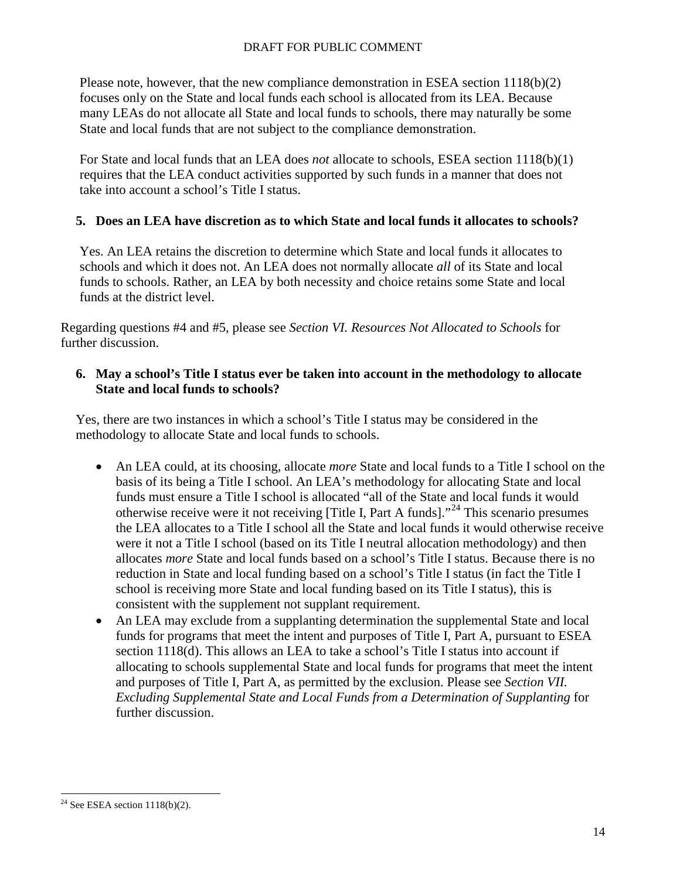Please note, however, that the new compliance demonstration in ESEA section 1118(b)(2) focuses only on the State and local funds each school is allocated from its LEA. Because many LEAs do not allocate all State and local funds to schools, there may naturally be some State and local funds that are not subject to the compliance demonstration.

For State and local funds that an LEA does *not* allocate to schools, ESEA section 1118(b)(1) requires that the LEA conduct activities supported by such funds in a manner that does not take into account a school's Title I status.

**5. Does an LEA have discretion as to which State and local funds it allocates to schools?**

Yes. An LEA retains the discretion to determine which State and local funds it allocates to schools and which it does not. An LEA does not normally allocate *all* of its State and local funds to schools. Rather, an LEA by both necessity and choice retains some State and local funds at the district level.

Regarding questions #4 and #5, please see *Section VI. Resources Not Allocated to Schools* for further discussion.

**6. May a school's Title I status ever be taken into account in the methodology to allocate State and local funds to schools?**

Yes, there are two instances in which a school's Title I status may be considered in the methodology to allocate State and local funds to schools.

- An LEA could, at its choosing, allocate *more* State and local funds to a Title I school on the basis of its being a Title I school. An LEA's methodology for allocating State and local funds must ensure a Title I school is allocated "all of the State and local funds it would otherwise receive were it not receiving [Title I, Part A funds]."[24] This scenario presumes the LEA allocates to a Title I school all the State and local funds it would otherwise receive were it not a Title I school (based on its Title I neutral allocation methodology) and then allocates *more* State and local funds based on a school's Title I status. Because there is no reduction in State and local funding based on a school's Title I status (in fact the Title I school is receiving more State and local funding based on its Title I status), this is consistent with the supplement not supplant requirement.
- An LEA may exclude from a supplanting determination the supplemental State and local funds for programs that meet the intent and purposes of Title I, Part A, pursuant to ESEA section 1118(d). This allows an LEA to take a school's Title I status into account if allocating to schools supplemental State and local funds for programs that meet the intent and purposes of Title I, Part A, as permitted by the exclusion. Please see *Section VII. Excluding Supplemental State and Local Funds from a Determination of Supplanting* for further discussion.

[24] See ESEA section 1118(b)(2).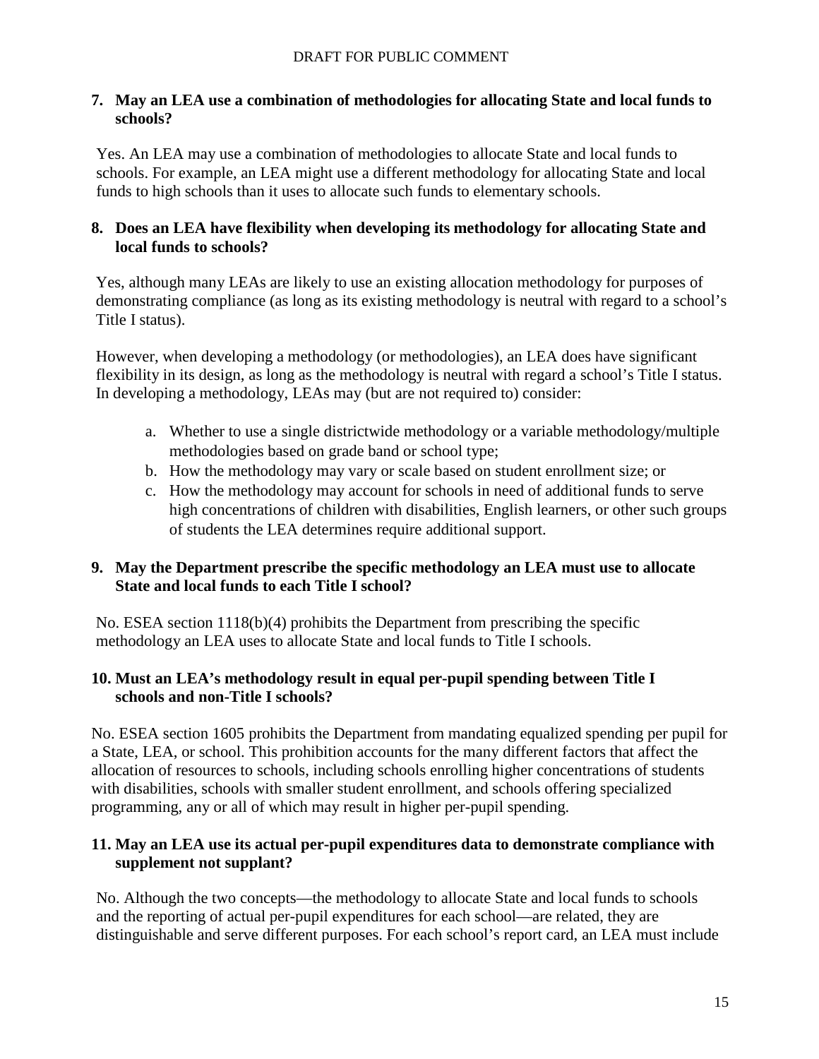**7. May an LEA use a combination of methodologies for allocating State and local funds to schools?**

Yes. An LEA may use a combination of methodologies to allocate State and local funds to schools. For example, an LEA might use a different methodology for allocating State and local funds to high schools than it uses to allocate such funds to elementary schools.

**8. Does an LEA have flexibility when developing its methodology for allocating State and local funds to schools?**

Yes, although many LEAs are likely to use an existing allocation methodology for purposes of demonstrating compliance (as long as its existing methodology is neutral with regard to a school's Title I status).

However, when developing a methodology (or methodologies), an LEA does have significant flexibility in its design, as long as the methodology is neutral with regard a school's Title I status. In developing a methodology, LEAs may (but are not required to) consider:

a. Whether to use a single districtwide methodology or a variable methodology/multiple methodologies based on grade band or school type;
b. How the methodology may vary or scale based on student enrollment size; or
c. How the methodology may account for schools in need of additional funds to serve high concentrations of children with disabilities, English learners, or other such groups of students the LEA determines require additional support.

**9. May the Department prescribe the specific methodology an LEA must use to allocate State and local funds to each Title I school?**

No. ESEA section 1118(b)(4) prohibits the Department from prescribing the specific methodology an LEA uses to allocate State and local funds to Title I schools.

**10. Must an LEA's methodology result in equal per-pupil spending between Title I schools and non-Title I schools?**

No. ESEA section 1605 prohibits the Department from mandating equalized spending per pupil for a State, LEA, or school. This prohibition accounts for the many different factors that affect the allocation of resources to schools, including schools enrolling higher concentrations of students with disabilities, schools with smaller student enrollment, and schools offering specialized programming, any or all of which may result in higher per-pupil spending.

**11. May an LEA use its actual per-pupil expenditures data to demonstrate compliance with supplement not supplant?**

No. Although the two concepts—the methodology to allocate State and local funds to schools and the reporting of actual per-pupil expenditures for each school—are related, they are distinguishable and serve different purposes. For each school's report card, an LEA must include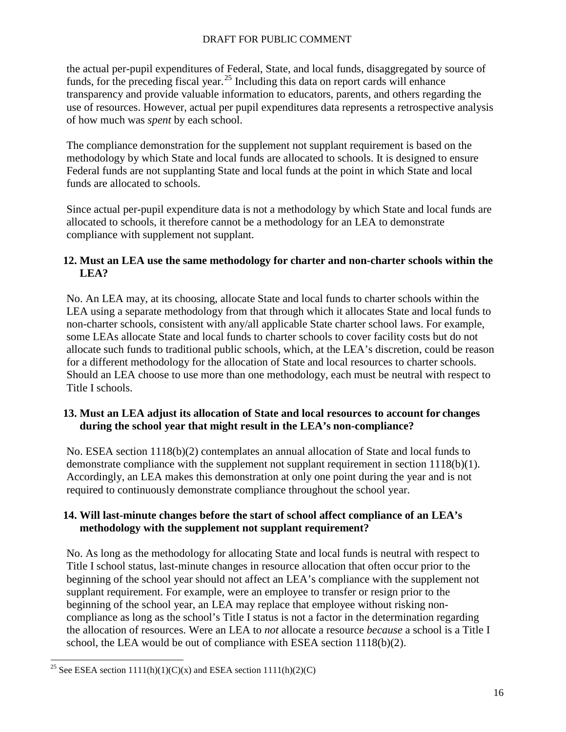the actual per-pupil expenditures of Federal, State, and local funds, disaggregated by source of funds, for the preceding fiscal year.[25] Including this data on report cards will enhance transparency and provide valuable information to educators, parents, and others regarding the use of resources. However, actual per pupil expenditures data represents a retrospective analysis of how much was *spent* by each school.

The compliance demonstration for the supplement not supplant requirement is based on the methodology by which State and local funds are allocated to schools. It is designed to ensure Federal funds are not supplanting State and local funds at the point in which State and local funds are allocated to schools.

Since actual per-pupil expenditure data is not a methodology by which State and local funds are allocated to schools, it therefore cannot be a methodology for an LEA to demonstrate compliance with supplement not supplant.

**12. Must an LEA use the same methodology for charter and non-charter schools within the LEA?**

No. An LEA may, at its choosing, allocate State and local funds to charter schools within the LEA using a separate methodology from that through which it allocates State and local funds to non-charter schools, consistent with any/all applicable State charter school laws. For example, some LEAs allocate State and local funds to charter schools to cover facility costs but do not allocate such funds to traditional public schools, which, at the LEA's discretion, could be reason for a different methodology for the allocation of State and local resources to charter schools. Should an LEA choose to use more than one methodology, each must be neutral with respect to Title I schools.

**13. Must an LEA adjust its allocation of State and local resources to account for changes during the school year that might result in the LEA's non-compliance?**

No. ESEA section 1118(b)(2) contemplates an annual allocation of State and local funds to demonstrate compliance with the supplement not supplant requirement in section 1118(b)(1). Accordingly, an LEA makes this demonstration at only one point during the year and is not required to continuously demonstrate compliance throughout the school year.

**14. Will last-minute changes before the start of school affect compliance of an LEA's methodology with the supplement not supplant requirement?**

No. As long as the methodology for allocating State and local funds is neutral with respect to Title I school status, last-minute changes in resource allocation that often occur prior to the beginning of the school year should not affect an LEA's compliance with the supplement not supplant requirement. For example, were an employee to transfer or resign prior to the beginning of the school year, an LEA may replace that employee without risking non-compliance as long as the school's Title I status is not a factor in the determination regarding the allocation of resources. Were an LEA to *not* allocate a resource *because* a school is a Title I school, the LEA would be out of compliance with ESEA section 1118(b)(2).

[25] See ESEA section 1111(h)(1)(C)(x) and ESEA section 1111(h)(2)(C)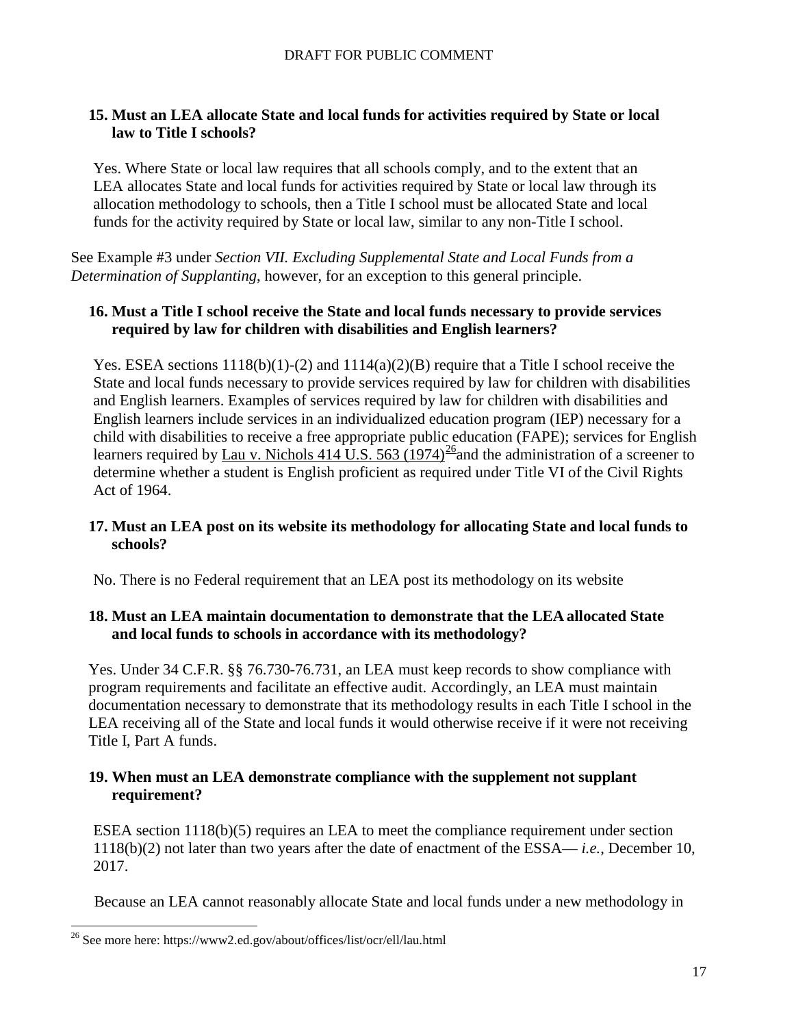**15. Must an LEA allocate State and local funds for activities required by State or local law to Title I schools?**

Yes. Where State or local law requires that all schools comply, and to the extent that an LEA allocates State and local funds for activities required by State or local law through its allocation methodology to schools, then a Title I school must be allocated State and local funds for the activity required by State or local law, similar to any non-Title I school.

See Example #3 under *Section VII. Excluding Supplemental State and Local Funds from a Determination of Supplanting*, however, for an exception to this general principle.

**16. Must a Title I school receive the State and local funds necessary to provide services required by law for children with disabilities and English learners?**

Yes. ESEA sections 1118(b)(1)-(2) and 1114(a)(2)(B) require that a Title I school receive the State and local funds necessary to provide services required by law for children with disabilities and English learners. Examples of services required by law for children with disabilities and English learners include services in an individualized education program (IEP) necessary for a child with disabilities to receive a free appropriate public education (FAPE); services for English learners required by Lau v. Nichols 414 U.S. 563 (1974)[26] and the administration of a screener to determine whether a student is English proficient as required under Title VI of the Civil Rights Act of 1964.

**17. Must an LEA post on its website its methodology for allocating State and local funds to schools?**

No. There is no Federal requirement that an LEA post its methodology on its website

**18. Must an LEA maintain documentation to demonstrate that the LEA allocated State and local funds to schools in accordance with its methodology?**

Yes. Under 34 C.F.R. §§ 76.730-76.731, an LEA must keep records to show compliance with program requirements and facilitate an effective audit. Accordingly, an LEA must maintain documentation necessary to demonstrate that its methodology results in each Title I school in the LEA receiving all of the State and local funds it would otherwise receive if it were not receiving Title I, Part A funds.

**19. When must an LEA demonstrate compliance with the supplement not supplant requirement?**

ESEA section 1118(b)(5) requires an LEA to meet the compliance requirement under section 1118(b)(2) not later than two years after the date of enactment of the ESSA— *i.e.*, December 10, 2017.

Because an LEA cannot reasonably allocate State and local funds under a new methodology in

[26] See more here: https://www2.ed.gov/about/offices/list/ocr/ell/lau.html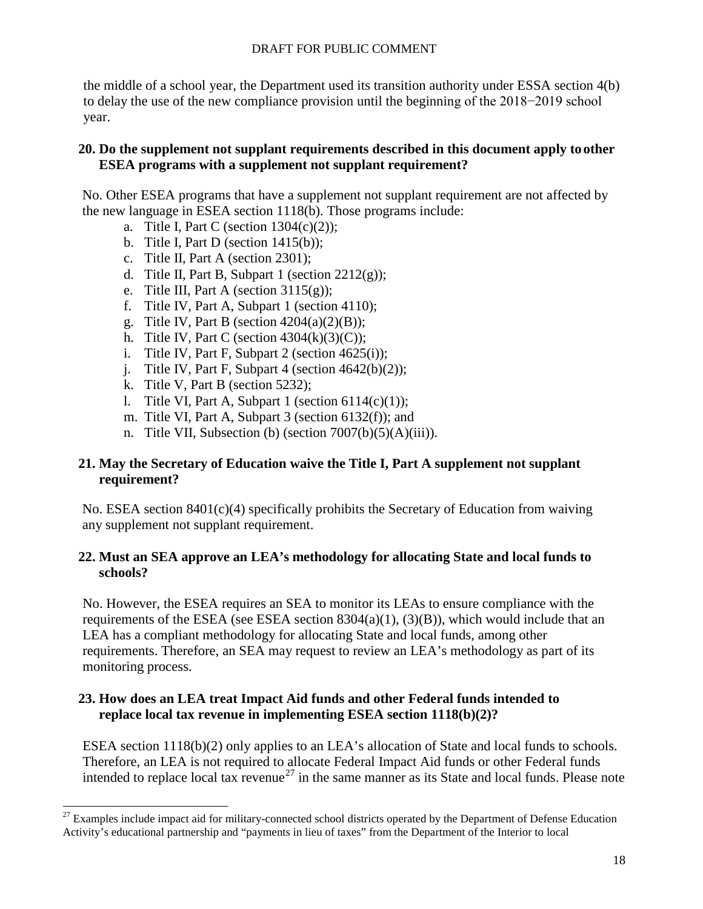the middle of a school year, the Department used its transition authority under ESSA section 4(b) to delay the use of the new compliance provision until the beginning of the 2018−2019 school year.

**20. Do the supplement not supplant requirements described in this document apply to other ESEA programs with a supplement not supplant requirement?**

No. Other ESEA programs that have a supplement not supplant requirement are not affected by the new language in ESEA section 1118(b). Those programs include:

a. Title I, Part C (section 1304(c)(2));
b. Title I, Part D (section 1415(b));
c. Title II, Part A (section 2301);
d. Title II, Part B, Subpart 1 (section 2212(g));
e. Title III, Part A (section 3115(g));
f. Title IV, Part A, Subpart 1 (section 4110);
g. Title IV, Part B (section 4204(a)(2)(B));
h. Title IV, Part C (section 4304(k)(3)(C));
i. Title IV, Part F, Subpart 2 (section 4625(i));
j. Title IV, Part F, Subpart 4 (section 4642(b)(2));
k. Title V, Part B (section 5232);
l. Title VI, Part A, Subpart 1 (section 6114(c)(1));
m. Title VI, Part A, Subpart 3 (section 6132(f)); and
n. Title VII, Subsection (b) (section 7007(b)(5)(A)(iii)).

**21. May the Secretary of Education waive the Title I, Part A supplement not supplant requirement?**

No. ESEA section 8401(c)(4) specifically prohibits the Secretary of Education from waiving any supplement not supplant requirement.

**22. Must an SEA approve an LEA's methodology for allocating State and local funds to schools?**

No. However, the ESEA requires an SEA to monitor its LEAs to ensure compliance with the requirements of the ESEA (see ESEA section 8304(a)(1), (3)(B)), which would include that an LEA has a compliant methodology for allocating State and local funds, among other requirements. Therefore, an SEA may request to review an LEA's methodology as part of its monitoring process.

**23. How does an LEA treat Impact Aid funds and other Federal funds intended to replace local tax revenue in implementing ESEA section 1118(b)(2)?**

ESEA section 1118(b)(2) only applies to an LEA's allocation of State and local funds to schools. Therefore, an LEA is not required to allocate Federal Impact Aid funds or other Federal funds intended to replace local tax revenue[27] in the same manner as its State and local funds. Please note

[27] Examples include impact aid for military-connected school districts operated by the Department of Defense Education Activity's educational partnership and "payments in lieu of taxes" from the Department of the Interior to local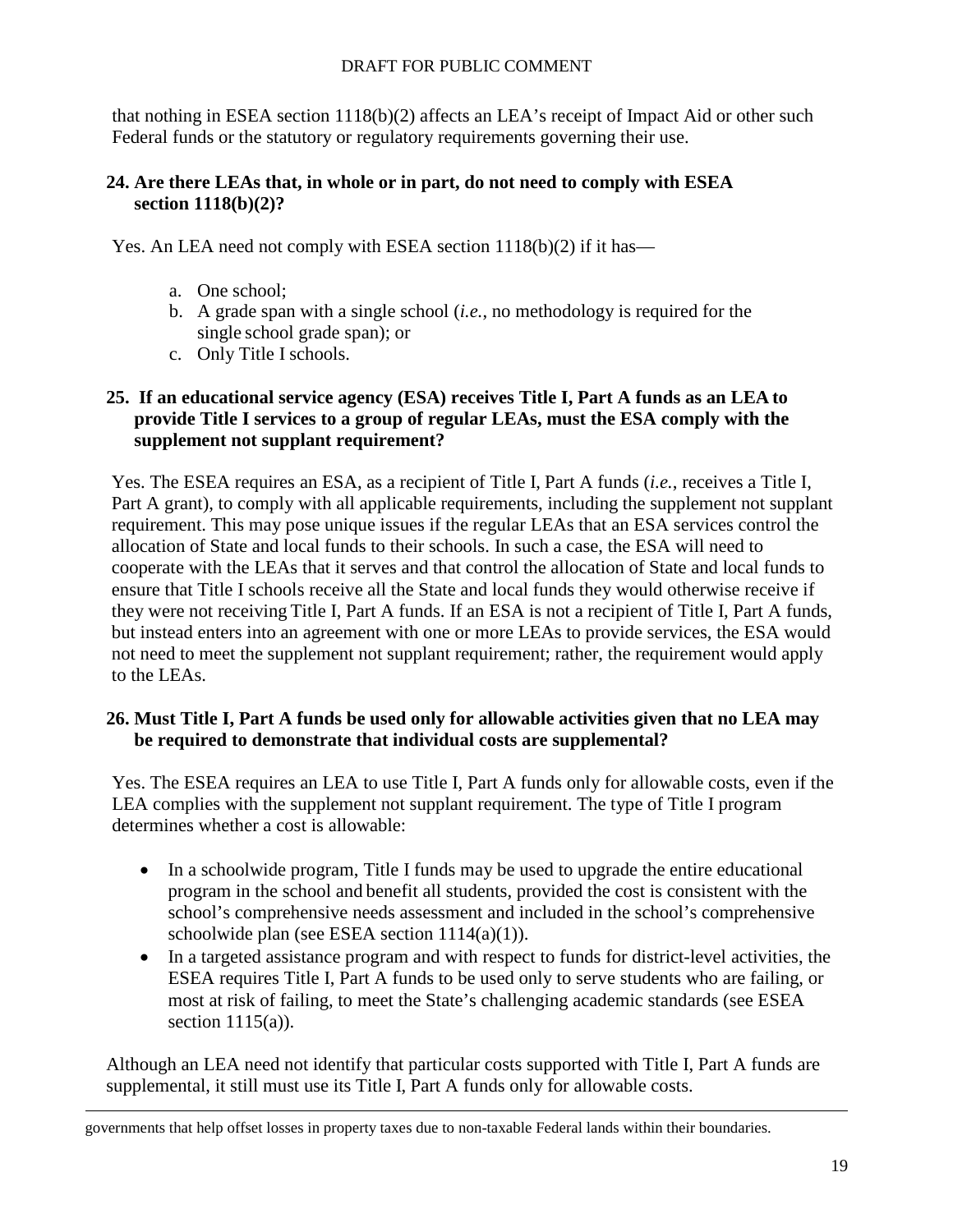that nothing in ESEA section 1118(b)(2) affects an LEA's receipt of Impact Aid or other such Federal funds or the statutory or regulatory requirements governing their use.

**24. Are there LEAs that, in whole or in part, do not need to comply with ESEA section 1118(b)(2)?**

Yes. An LEA need not comply with ESEA section 1118(b)(2) if it has—

a. One school;
b. A grade span with a single school (*i.e.*, no methodology is required for the single school grade span); or
c. Only Title I schools.

**25. If an educational service agency (ESA) receives Title I, Part A funds as an LEA to provide Title I services to a group of regular LEAs, must the ESA comply with the supplement not supplant requirement?**

Yes. The ESEA requires an ESA, as a recipient of Title I, Part A funds (*i.e.*, receives a Title I, Part A grant), to comply with all applicable requirements, including the supplement not supplant requirement. This may pose unique issues if the regular LEAs that an ESA services control the allocation of State and local funds to their schools. In such a case, the ESA will need to cooperate with the LEAs that it serves and that control the allocation of State and local funds to ensure that Title I schools receive all the State and local funds they would otherwise receive if they were not receiving Title I, Part A funds. If an ESA is not a recipient of Title I, Part A funds, but instead enters into an agreement with one or more LEAs to provide services, the ESA would not need to meet the supplement not supplant requirement; rather, the requirement would apply to the LEAs.

**26. Must Title I, Part A funds be used only for allowable activities given that no LEA may be required to demonstrate that individual costs are supplemental?**

Yes. The ESEA requires an LEA to use Title I, Part A funds only for allowable costs, even if the LEA complies with the supplement not supplant requirement. The type of Title I program determines whether a cost is allowable:

- In a schoolwide program, Title I funds may be used to upgrade the entire educational program in the school and benefit all students, provided the cost is consistent with the school's comprehensive needs assessment and included in the school's comprehensive schoolwide plan (see ESEA section 1114(a)(1)).
- In a targeted assistance program and with respect to funds for district-level activities, the ESEA requires Title I, Part A funds to be used only to serve students who are failing, or most at risk of failing, to meet the State's challenging academic standards (see ESEA section 1115(a)).

Although an LEA need not identify that particular costs supported with Title I, Part A funds are supplemental, it still must use its Title I, Part A funds only for allowable costs.

---

governments that help offset losses in property taxes due to non-taxable Federal lands within their boundaries.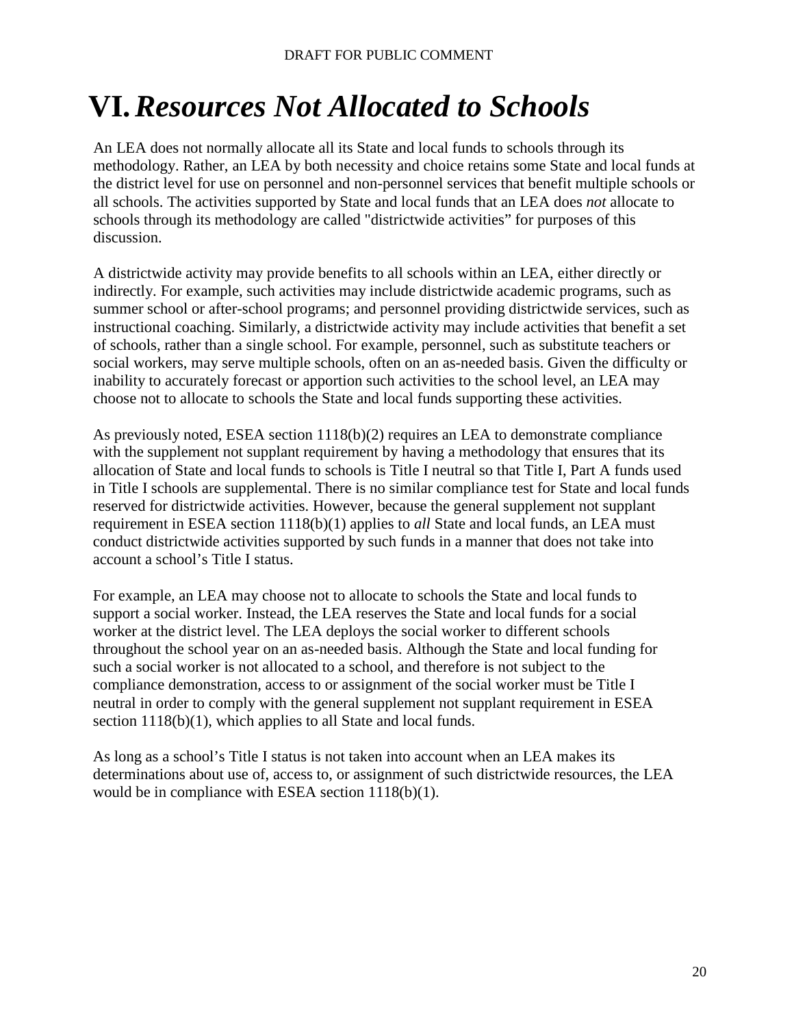# VI. *Resources Not Allocated to Schools*

An LEA does not normally allocate all its State and local funds to schools through its methodology. Rather, an LEA by both necessity and choice retains some State and local funds at the district level for use on personnel and non-personnel services that benefit multiple schools or all schools. The activities supported by State and local funds that an LEA does *not* allocate to schools through its methodology are called "districtwide activities" for purposes of this discussion.

A districtwide activity may provide benefits to all schools within an LEA, either directly or indirectly. For example, such activities may include districtwide academic programs, such as summer school or after-school programs; and personnel providing districtwide services, such as instructional coaching. Similarly, a districtwide activity may include activities that benefit a set of schools, rather than a single school. For example, personnel, such as substitute teachers or social workers, may serve multiple schools, often on an as-needed basis. Given the difficulty or inability to accurately forecast or apportion such activities to the school level, an LEA may choose not to allocate to schools the State and local funds supporting these activities.

As previously noted, ESEA section 1118(b)(2) requires an LEA to demonstrate compliance with the supplement not supplant requirement by having a methodology that ensures that its allocation of State and local funds to schools is Title I neutral so that Title I, Part A funds used in Title I schools are supplemental. There is no similar compliance test for State and local funds reserved for districtwide activities. However, because the general supplement not supplant requirement in ESEA section 1118(b)(1) applies to *all* State and local funds, an LEA must conduct districtwide activities supported by such funds in a manner that does not take into account a school's Title I status.

For example, an LEA may choose not to allocate to schools the State and local funds to support a social worker. Instead, the LEA reserves the State and local funds for a social worker at the district level. The LEA deploys the social worker to different schools throughout the school year on an as-needed basis. Although the State and local funding for such a social worker is not allocated to a school, and therefore is not subject to the compliance demonstration, access to or assignment of the social worker must be Title I neutral in order to comply with the general supplement not supplant requirement in ESEA section 1118(b)(1), which applies to all State and local funds.

As long as a school's Title I status is not taken into account when an LEA makes its determinations about use of, access to, or assignment of such districtwide resources, the LEA would be in compliance with ESEA section 1118(b)(1).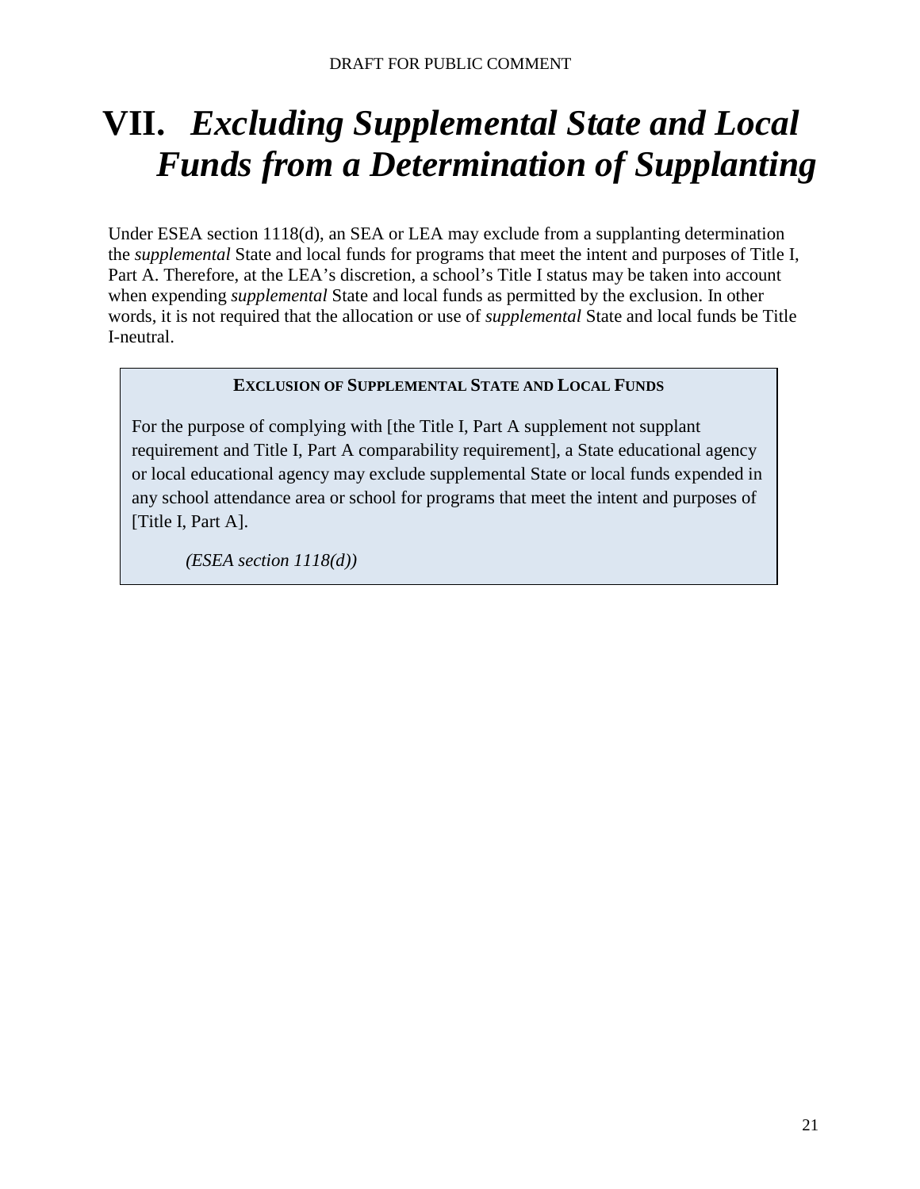# VII. *Excluding Supplemental State and Local Funds from a Determination of Supplanting*

Under ESEA section 1118(d), an SEA or LEA may exclude from a supplanting determination the *supplemental* State and local funds for programs that meet the intent and purposes of Title I, Part A. Therefore, at the LEA's discretion, a school's Title I status may be taken into account when expending *supplemental* State and local funds as permitted by the exclusion. In other words, it is not required that the allocation or use of *supplemental* State and local funds be Title I-neutral.

> **EXCLUSION OF SUPPLEMENTAL STATE AND LOCAL FUNDS**
>
> For the purpose of complying with [the Title I, Part A supplement not supplant requirement and Title I, Part A comparability requirement], a State educational agency or local educational agency may exclude supplemental State or local funds expended in any school attendance area or school for programs that meet the intent and purposes of [Title I, Part A].
>
> *(ESEA section 1118(d))*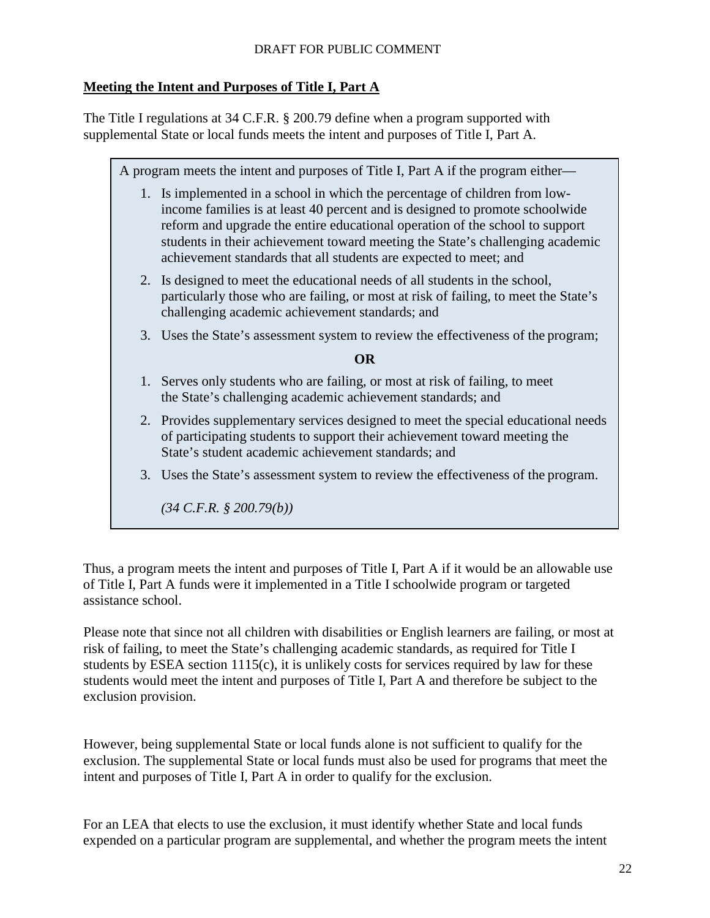## Meeting the Intent and Purposes of Title I, Part A

The Title I regulations at 34 C.F.R. § 200.79 define when a program supported with supplemental State or local funds meets the intent and purposes of Title I, Part A.

> A program meets the intent and purposes of Title I, Part A if the program either—
>
> 1. Is implemented in a school in which the percentage of children from low-income families is at least 40 percent and is designed to promote schoolwide reform and upgrade the entire educational operation of the school to support students in their achievement toward meeting the State's challenging academic achievement standards that all students are expected to meet; and
> 2. Is designed to meet the educational needs of all students in the school, particularly those who are failing, or most at risk of failing, to meet the State's challenging academic achievement standards; and
> 3. Uses the State's assessment system to review the effectiveness of the program;
>
> **OR**
>
> 1. Serves only students who are failing, or most at risk of failing, to meet the State's challenging academic achievement standards; and
> 2. Provides supplementary services designed to meet the special educational needs of participating students to support their achievement toward meeting the State's student academic achievement standards; and
> 3. Uses the State's assessment system to review the effectiveness of the program.
>
> *(34 C.F.R. § 200.79(b))*

Thus, a program meets the intent and purposes of Title I, Part A if it would be an allowable use of Title I, Part A funds were it implemented in a Title I schoolwide program or targeted assistance school.

Please note that since not all children with disabilities or English learners are failing, or most at risk of failing, to meet the State's challenging academic standards, as required for Title I students by ESEA section 1115(c), it is unlikely costs for services required by law for these students would meet the intent and purposes of Title I, Part A and therefore be subject to the exclusion provision.

However, being supplemental State or local funds alone is not sufficient to qualify for the exclusion. The supplemental State or local funds must also be used for programs that meet the intent and purposes of Title I, Part A in order to qualify for the exclusion.

For an LEA that elects to use the exclusion, it must identify whether State and local funds expended on a particular program are supplemental, and whether the program meets the intent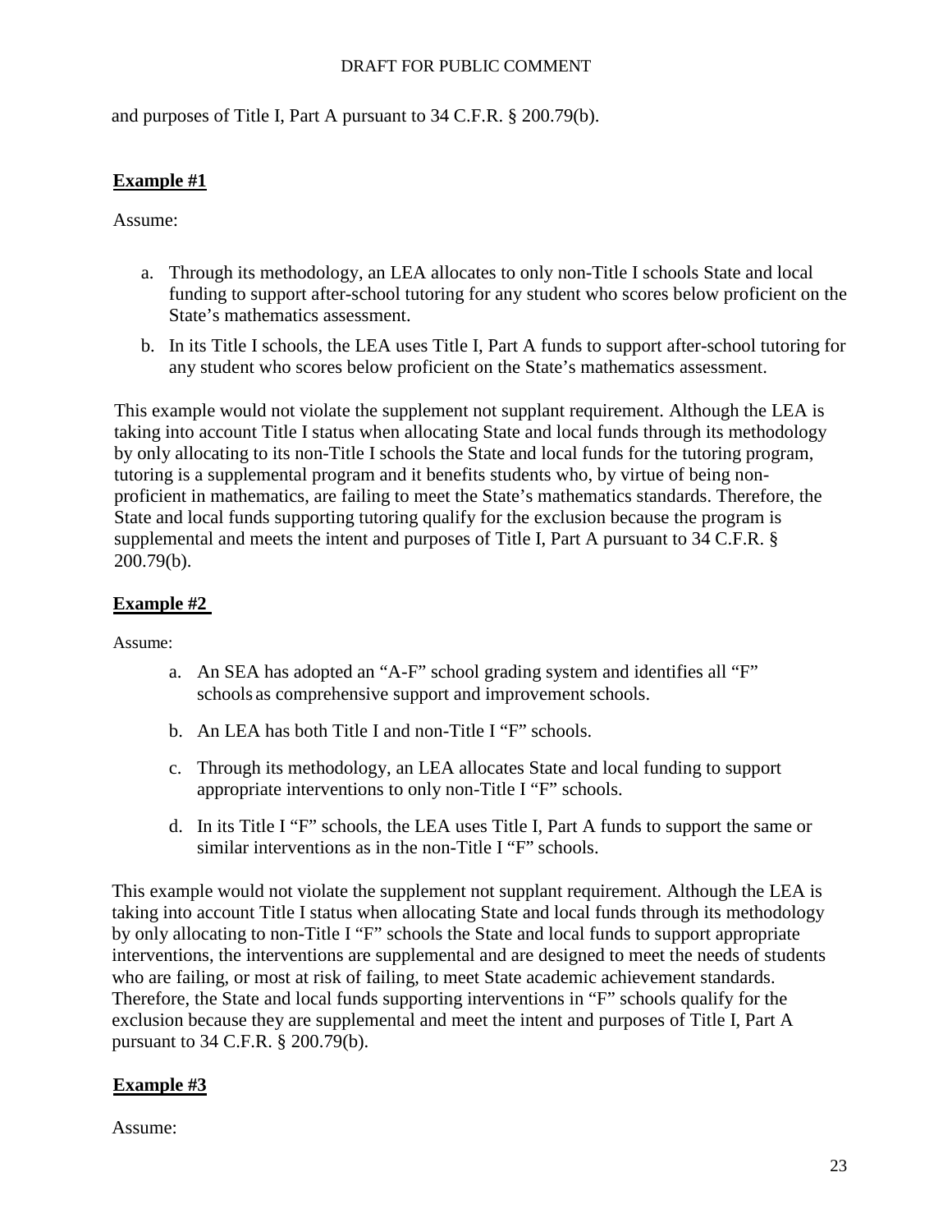and purposes of Title I, Part A pursuant to 34 C.F.R. § 200.79(b).

**Example #1**

Assume:

a. Through its methodology, an LEA allocates to only non-Title I schools State and local funding to support after-school tutoring for any student who scores below proficient on the State's mathematics assessment.

b. In its Title I schools, the LEA uses Title I, Part A funds to support after-school tutoring for any student who scores below proficient on the State's mathematics assessment.

This example would not violate the supplement not supplant requirement. Although the LEA is taking into account Title I status when allocating State and local funds through its methodology by only allocating to its non-Title I schools the State and local funds for the tutoring program, tutoring is a supplemental program and it benefits students who, by virtue of being non-proficient in mathematics, are failing to meet the State's mathematics standards. Therefore, the State and local funds supporting tutoring qualify for the exclusion because the program is supplemental and meets the intent and purposes of Title I, Part A pursuant to 34 C.F.R. § 200.79(b).

**Example #2**

Assume:

a. An SEA has adopted an "A-F" school grading system and identifies all "F" schools as comprehensive support and improvement schools.

b. An LEA has both Title I and non-Title I "F" schools.

c. Through its methodology, an LEA allocates State and local funding to support appropriate interventions to only non-Title I "F" schools.

d. In its Title I "F" schools, the LEA uses Title I, Part A funds to support the same or similar interventions as in the non-Title I "F" schools.

This example would not violate the supplement not supplant requirement. Although the LEA is taking into account Title I status when allocating State and local funds through its methodology by only allocating to non-Title I "F" schools the State and local funds to support appropriate interventions, the interventions are supplemental and are designed to meet the needs of students who are failing, or most at risk of failing, to meet State academic achievement standards. Therefore, the State and local funds supporting interventions in "F" schools qualify for the exclusion because they are supplemental and meet the intent and purposes of Title I, Part A pursuant to 34 C.F.R. § 200.79(b).

**Example #3**

Assume: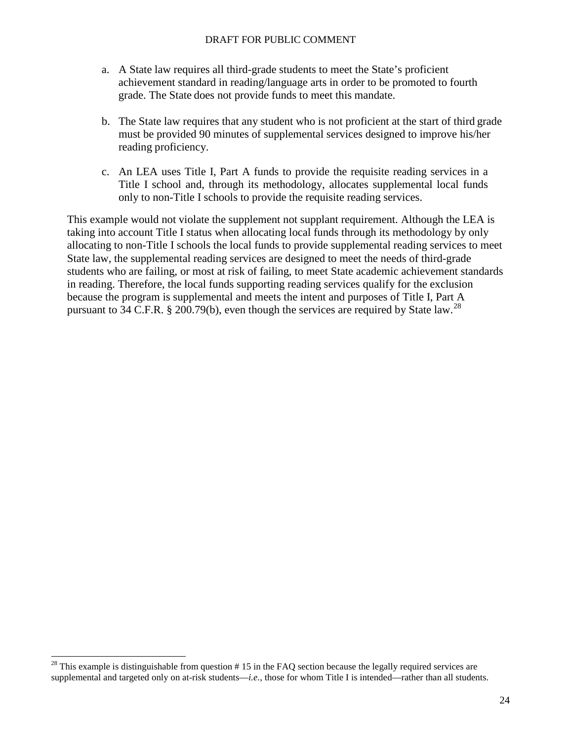a. A State law requires all third-grade students to meet the State's proficient achievement standard in reading/language arts in order to be promoted to fourth grade. The State does not provide funds to meet this mandate.

b. The State law requires that any student who is not proficient at the start of third grade must be provided 90 minutes of supplemental services designed to improve his/her reading proficiency.

c. An LEA uses Title I, Part A funds to provide the requisite reading services in a Title I school and, through its methodology, allocates supplemental local funds only to non-Title I schools to provide the requisite reading services.

This example would not violate the supplement not supplant requirement. Although the LEA is taking into account Title I status when allocating local funds through its methodology by only allocating to non-Title I schools the local funds to provide supplemental reading services to meet State law, the supplemental reading services are designed to meet the needs of third-grade students who are failing, or most at risk of failing, to meet State academic achievement standards in reading. Therefore, the local funds supporting reading services qualify for the exclusion because the program is supplemental and meets the intent and purposes of Title I, Part A pursuant to 34 C.F.R. § 200.79(b), even though the services are required by State law.[28]

---

[28] This example is distinguishable from question # 15 in the FAQ section because the legally required services are supplemental and targeted only on at-risk students—*i.e.*, those for whom Title I is intended—rather than all students.